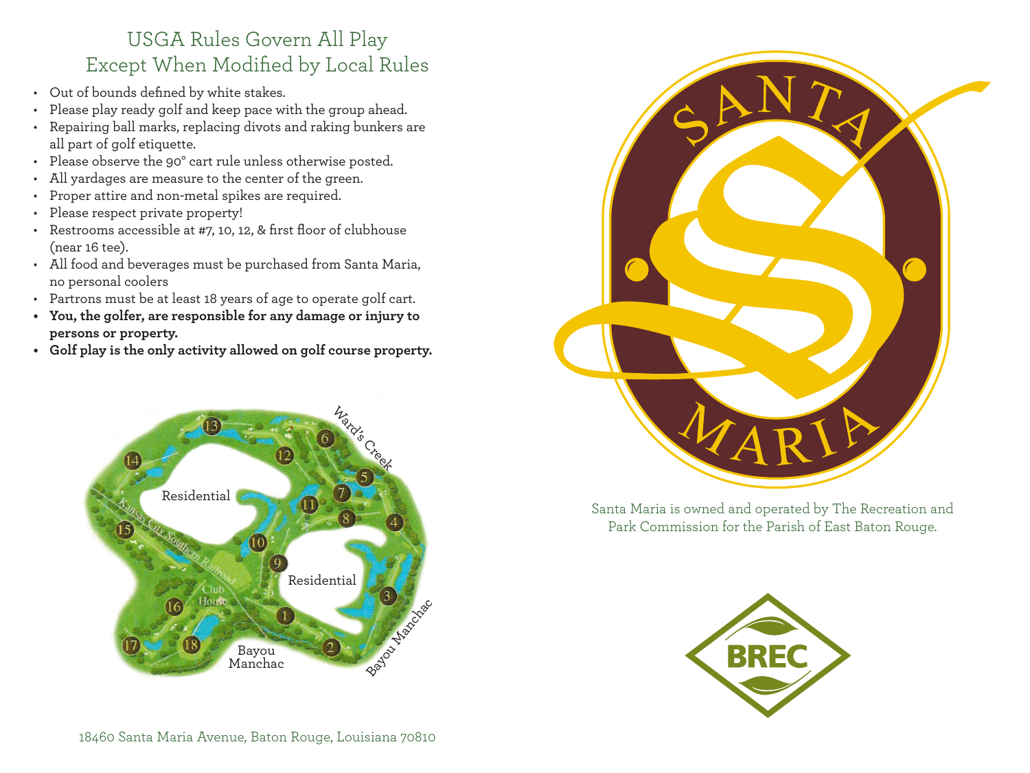## USGA Rules Govern All Play Except When Modified by Local Rules

- Out of bounds defined by white stakes.
- Please play ready golf and keep pace with the group ahead.
- Repairing ball marks, replacing divots and raking bunkers are all part of golf etiquette.
- Please observe the 90° cart rule unless otherwise posted.
- All yardages are measure to the center of the green.
- Proper attire and non-metal spikes are required.
- Please respect private property!
- Restrooms accessible at #7, 10, 12, & first floor of clubhouse (near 16 tee).
- All food and beverages must be purchased from Santa Maria, no personal coolers
- Partrons must be at least 18 years of age to operate golf cart.
- **You, the golfer, are responsible for any damage or injury to persons or property.**
- **Golf play is the only activity allowed on golf course property.**

18460 Santa Maria Avenue, Baton Rouge, Louisiana 70810

Santa Maria is owned and operated by The Recreation and Park Commission for the Parish of East Baton Rouge.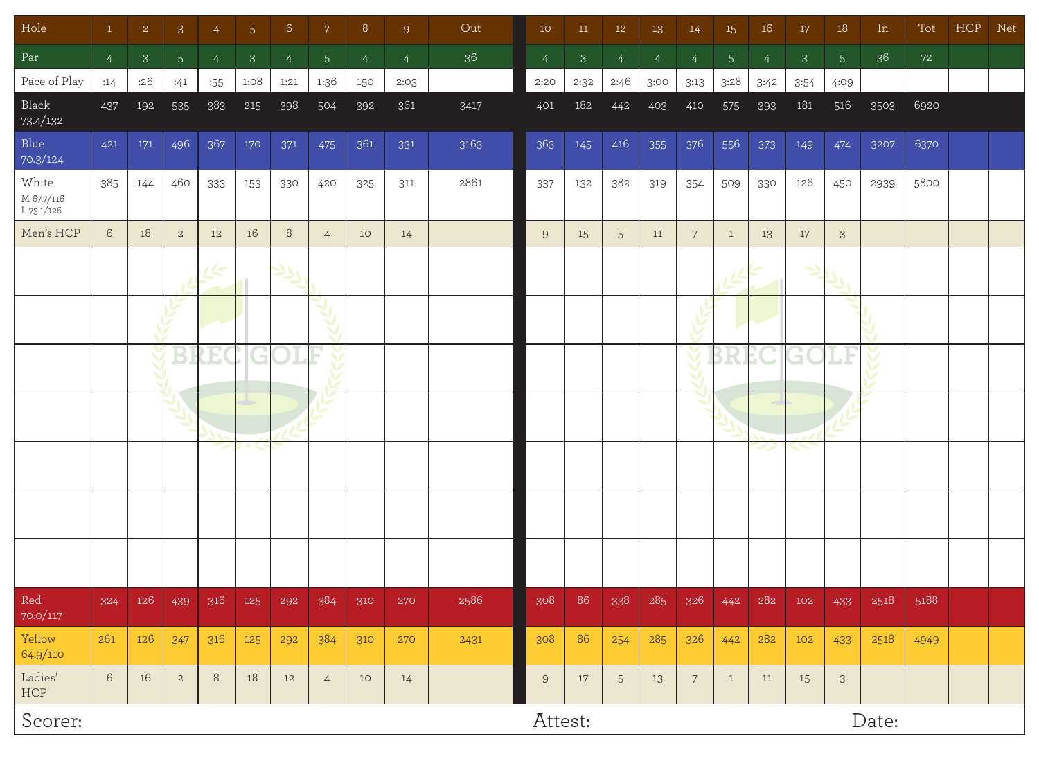| Hole | 1 | 2 | 3 | 4 | 5 | 6 | 7 | 8 | 9 | Out | 10 | 11 | 12 | 13 | 14 | 15 | 16 | 17 | 18 | In | Tot | HCP | Net |
|---|---|---|---|---|---|---|---|---|---|---|---|---|---|---|---|---|---|---|---|---|---|---|---|
| Par | 4 | 3 | 5 | 4 | 3 | 4 | 5 | 4 | 4 | 36 | 4 | 3 | 4 | 4 | 4 | 5 | 4 | 3 | 5 | 36 | 72 | | |
| Pace of Play | :14 | :26 | :41 | :55 | 1:08 | 1:21 | 1:36 | 150 | 2:03 | | 2:20 | 2:32 | 2:46 | 3:00 | 3:13 | 3:28 | 3:42 | 3:54 | 4:09 | | | | |
| Black 73.4/132 | 437 | 192 | 535 | 383 | 215 | 398 | 504 | 392 | 361 | 3417 | 401 | 182 | 442 | 403 | 410 | 575 | 393 | 181 | 516 | 3503 | 6920 | | |
| Blue 70.3/124 | 421 | 171 | 496 | 367 | 170 | 371 | 475 | 361 | 331 | 3163 | 363 | 145 | 416 | 355 | 376 | 556 | 373 | 149 | 474 | 3207 | 6370 | | |
| White M 67.7/116 L 73.1/126 | 385 | 144 | 460 | 333 | 153 | 330 | 420 | 325 | 311 | 2861 | 337 | 132 | 382 | 319 | 354 | 509 | 330 | 126 | 450 | 2939 | 5800 | | |
| Men's HCP | 6 | 18 | 2 | 12 | 16 | 8 | 4 | 10 | 14 | | 9 | 15 | 5 | 11 | 7 | 1 | 13 | 17 | 3 | | | | |
| | | | | | | | | | | | | | | | | | | | | | | | |
| | | | | | | | | | | | | | | | | | | | | | | | |
| | | | | | | | | | | | | | | | | | | | | | | | |
| | | | | | | | | | | | | | | | | | | | | | | | |
| | | | | | | | | | | | | | | | | | | | | | | | |
| | | | | | | | | | | | | | | | | | | | | | | | |
| | | | | | | | | | | | | | | | | | | | | | | | |
| Red 70.0/117 | 324 | 126 | 439 | 316 | 125 | 292 | 384 | 310 | 270 | 2586 | 308 | 86 | 338 | 285 | 326 | 442 | 282 | 102 | 433 | 2518 | 5188 | | |
| Yellow 64.9/110 | 261 | 126 | 347 | 316 | 125 | 292 | 384 | 310 | 270 | 2431 | 308 | 86 | 254 | 285 | 326 | 442 | 282 | 102 | 433 | 2518 | 4949 | | |
| Ladies' HCP | 6 | 16 | 2 | 8 | 18 | 12 | 4 | 10 | 14 | | 9 | 17 | 5 | 13 | 7 | 1 | 11 | 15 | 3 | | | | |

Scorer: Attest: Date: